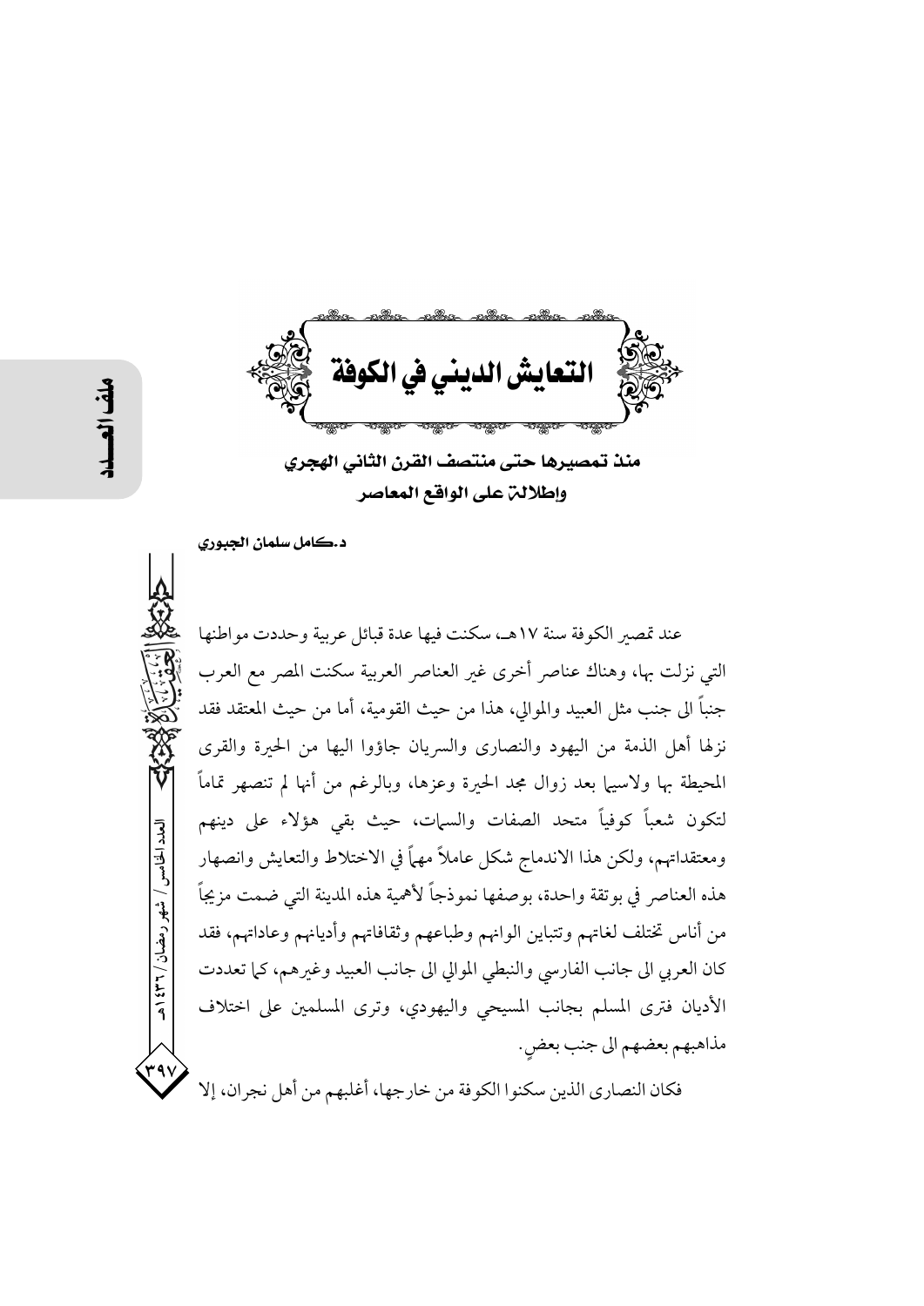# التعايش الديني في الكوفة

## منذ تمصيرها حتى منتصف القرن الثاني الهجري وإطلالة على الواقع المعاصر

**د.كامل سلمان الجبوري**

عند تمصير الكوفة سنة ١٧هـ، سكنت فيها عدة قبائل عربية وحددت مواطنها التي نزلت بها، وهناك عناصر أخرى غير العناصر العربية سكنت المصر مع العرب جنباً الى جنب مثل العبيد والموالي، هذا من حيث القومية، أما من حيث المعتقد فقد نزلها أهل الذمة من اليهود والنصارى والسريان جاؤوا اليها من الحيرة والقرى المحيطة بها ولاسيما بعد زوال مجد الحيرة وعزها، وبالرغم من أنها لم تنصهر تماماً لتكون شعباً كوفياً متحد الصفات والسمات، حيث بقي هؤلاء على دينهم ومعتقداتهم، ولكن هذا الاندماج شكل عاملاً مهماً في الاختلاط والتعايش وانصهار هذه العناصر في بوتقة واحدة، بوصفها نموذجاً لأهمية هذه المدينة التي ضمت مزيجاً من أناس تختلف لغاتهم وتتباين الوانهم وطباعهم وثقافاتهم وأديانهم وعاداتهم، فقد كان العربي الى جانب الفارسي والنبطي الموالي الى جانب العبيد وغيرهم، كما تعددت الأديان فترى المسلم بجانب المسيحي واليهودي، وترى المسلمين على اختلاف مذاهبهم بعضهم الى جنب بعضٍ.

فكان النصارى الذين سكنوا الكوفة من خارجها، أغلبهم من أهل نجران، إلا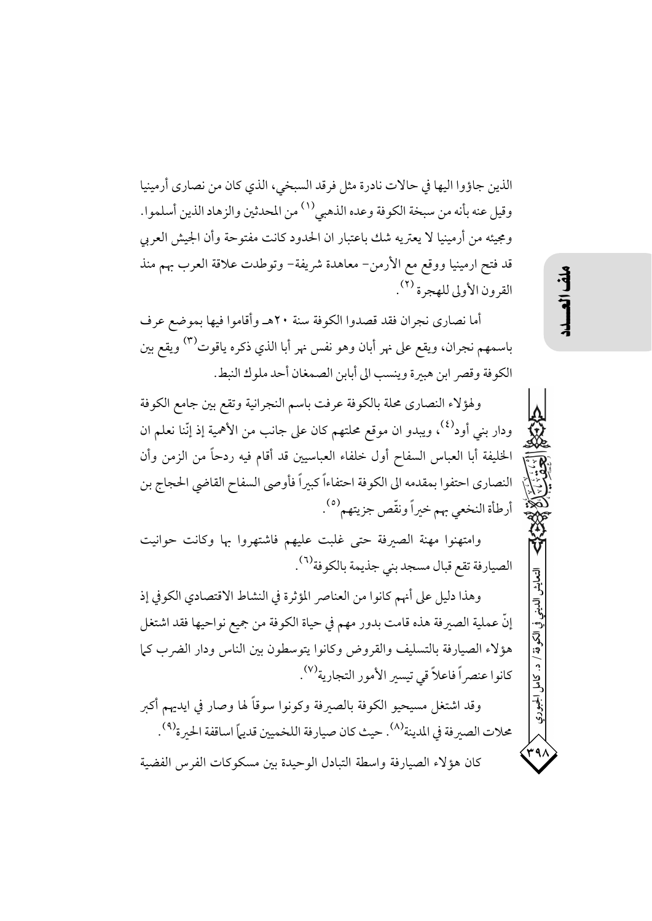الذين جاؤوا اليها في حالات نادرة مثل فرقد السبخي، الذي كان من نصارى أرمينيا وقيل عنه بأنه من سبخة الكوفة وعده الذهبي[1] من المحدثين والزهاد الذين أسلموا. ومجيئه من أرمينيا لا يعتريه شك باعتبار ان الحدود كانت مفتوحة وأن الجيش العربي قد فتح ارمينيا ووقع مع الأرمن- معاهدة شريفة- وتوطدت علاقة العرب بهم منذ القرون الأولى للهجرة[2].

أما نصارى نجران فقد قصدوا الكوفة سنة ٢٠هـ وأقاموا فيها بموضع عرف باسمهم نجران، ويقع على نهر أبان وهو نفس نهر أبا الذي ذكره ياقوت[3] ويقع بين الكوفة وقصر ابن هبيرة وينسب الى أبابن الصمغان أحد ملوك النبط.

ولهؤلاء النصارى محلة بالكوفة عرفت باسم النجرانية وتقع بين جامع الكوفة ودار بني أود[4]، ويبدو ان موقع محلتهم كان على جانب من الأهمية إذ إنّنا نعلم ان الخليفة أبا العباس السفاح أول خلفاء العباسيين قد أقام فيه ردحاً من الزمن وأن النصارى احتفوا بمقدمه الى الكوفة احتفاءاً كبيراً فأوصى السفاح القاضي الحجاج بن أرطأة النخعي بهم خيراً ونقّص جزيتهم[5].

وامتهنوا مهنة الصيرفة حتى غلبت عليهم فاشتهروا بها وكانت حوانيت الصيارفة تقع قبال مسجد بني جذيمة بالكوفة[6].

وهذا دليل على أنهم كانوا من العناصر المؤثرة في النشاط الاقتصادي الكوفي إذ إنّ عملية الصيرفة هذه قامت بدور مهم في حياة الكوفة من جميع نواحيها فقد اشتغل هؤلاء الصيارفة بالتسليف والقروض وكانوا يتوسطون بين الناس ودار الضرب كما كانوا عنصراً فاعلاً في تيسير الأمور التجارية[7].

وقد اشتغل مسيحيو الكوفة بالصيرفة وكونوا سوقاً لها وصار في ايديهم أكبر محلات الصيرفة في المدينة[8]. حيث كان صيارفة اللخميين قديماً اساقفة الحيرة[9].

كان هؤلاء الصيارفة واسطة التبادل الوحيدة بين مسكوكات الفرس الفضية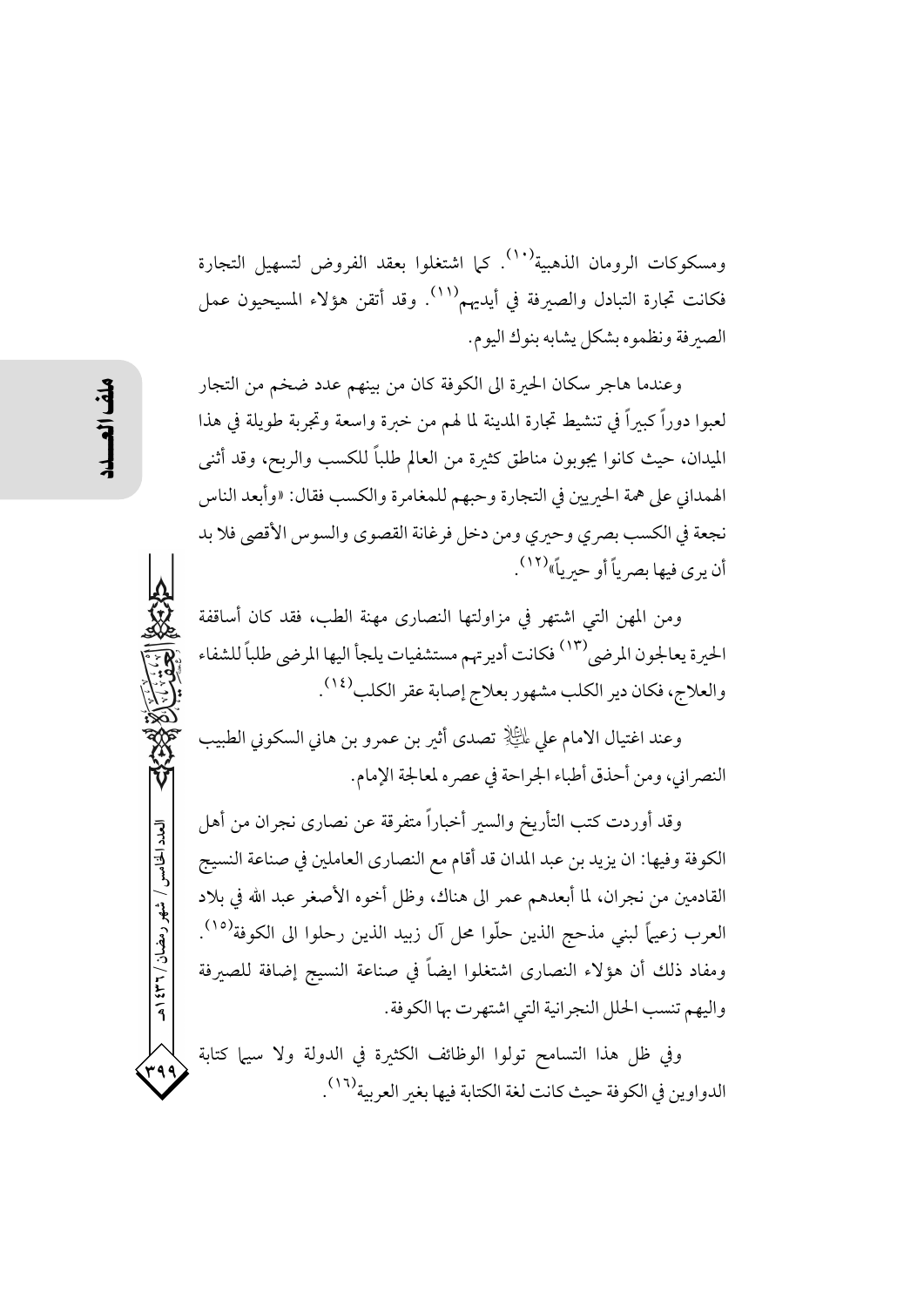ومسكوكات الرومان الذهبية[١٠]. كما اشتغلوا بعقد الفروض لتسهيل التجارة فكانت تجارة التبادل والصيرفة في أيديهم[١١]. وقد أتقن هؤلاء المسيحيون عمل الصيرفة ونظموه بشكل يشابه بنوك اليوم.

وعندما هاجر سكان الحيرة الى الكوفة كان من بينهم عدد ضخم من التجار لعبوا دوراً كبيراً في تنشيط تجارة المدينة لما لهم من خبرة واسعة وتجربة طويلة في هذا الميدان، حيث كانوا يجوبون مناطق كثيرة من العالم طلباً للكسب والربح، وقد أثنى الهمداني على همة الحيريين في التجارة وحبهم للمغامرة والكسب فقال: «وأبعد الناس نجعة في الكسب بصري وحيري ومن دخل فرغانة القصوى والسوس الأقصى فلا بد أن يرى فيها بصرياً أو حيرياً»[١٢].

ومن المهن التي اشتهر في مزاولتها النصارى مهنة الطب، فقد كان أساقفة الحيرة يعالجون المرضى[١٣] فكانت أديرتهم مستشفيات يلجأ اليها المرضى طلباً للشفاء والعلاج، فكان دير الكلب مشهور بعلاج إصابة عقر الكلب[١٤].

وعند اغتيال الامام علي عليه السلام تصدى أثير بن عمرو بن هاني السكوني الطبيب النصراني، ومن أحذق أطباء الجراحة في عصره لمعالجة الإمام.

وقد أوردت كتب التأريخ والسير أخباراً متفرقة عن نصارى نجران من أهل الكوفة وفيها: ان يزيد بن عبد المدان قد أقام مع النصارى العاملين في صناعة النسيج القادمين من نجران، لما أبعدهم عمر الى هناك، وظل أخوه الأصغر عبد الله في بلاد العرب زعيماً لبني مذحج الذين حلّوا محل آل زبيد الذين رحلوا الى الكوفة[١٥]. ومفاد ذلك أن هؤلاء النصارى اشتغلوا ايضاً في صناعة النسيج إضافة للصيرفة واليهم تنسب الحلل النجرانية التي اشتهرت بها الكوفة.

وفي ظل هذا التسامح تولوا الوظائف الكثيرة في الدولة ولا سيما كتابة الدواوين في الكوفة حيث كانت لغة الكتابة فيها بغير العربية[١٦].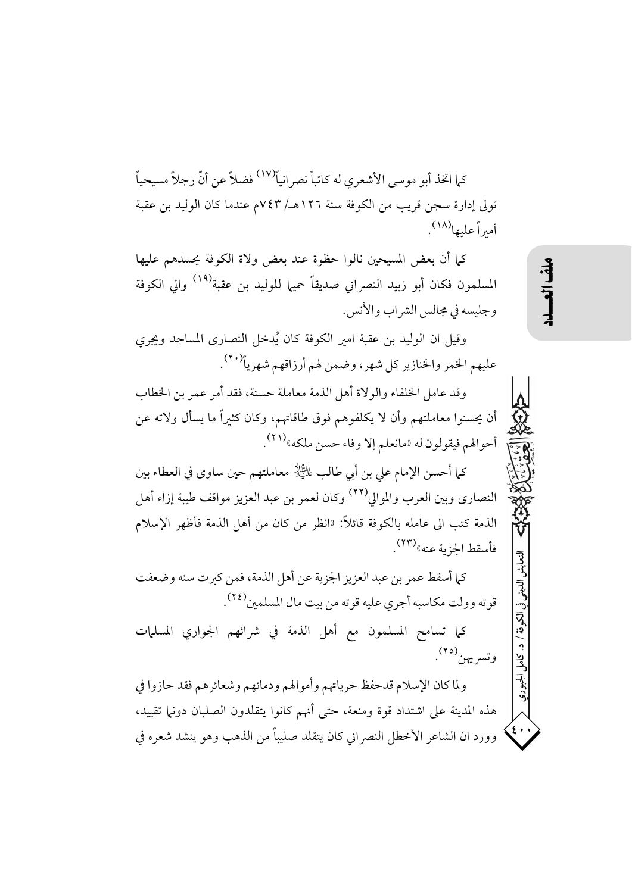كما اتخذ أبو موسى الأشعري له كاتباً نصرانياً[١٧] فضلاً عن أنّ رجلاً مسيحياً تولى إدارة سجن قريب من الكوفة سنة ١٢٦هـ/ ٧٤٣م عندما كان الوليد بن عقبة أميراً عليها[١٨].

كما أن بعض المسيحين نالوا حظوة عند بعض ولاة الكوفة يحسدهم عليها المسلمون فكان أبو زبيد النصراني صديقاً حميما للوليد بن عقبة[١٩] والي الكوفة وجليسه في مجالس الشراب والأنس.

وقيل ان الوليد بن عقبة امير الكوفة كان يُدخل النصارى المساجد ويجري عليهم الخمر والخنازير كل شهر، وضمن لهم أرزاقهم شهرياً[٢٠].

وقد عامل الخلفاء والولاة أهل الذمة معاملة حسنة، فقد أمر عمر بن الخطاب أن يحسنوا معاملتهم وأن لا يكلفوهم فوق طاقاتهم، وكان كثيراً ما يسأل ولاته عن أحوالهم فيقولون له «مانعلم إلا وفاء حسن ملكه»[٢١].

كما أحسن الإمام علي بن أبي طالب عليه السلام معاملتهم حين ساوى في العطاء بين النصارى وبين العرب والموالي[٢٢] وكان لعمر بن عبد العزيز مواقف طيبة إزاء أهل الذمة كتب الى عامله بالكوفة قائلاً: «انظر من كان من أهل الذمة فأظهر الإسلام فأسقط الجزية عنه»[٢٣].

كما أسقط عمر بن عبد العزيز الجزية عن أهل الذمة، فمن كبرت سنه وضعفت قوته وولت مكاسبه أجري عليه قوته من بيت مال المسلمين[٢٤].

كما تسامح المسلمون مع أهل الذمة في شرائهم الجواري المسلمات وتسريهن[٢٥].

ولما كان الإسلام قدحفظ حرياتهم وأموالهم ودمائهم وشعائرهم فقد حازوا في هذه المدينة على اشتداد قوة ومنعة، حتى أنهم كانوا يتقلدون الصلبان دونما تقييد، وورد ان الشاعر الأخطل النصراني كان يتقلد صليباً من الذهب وهو ينشد شعره في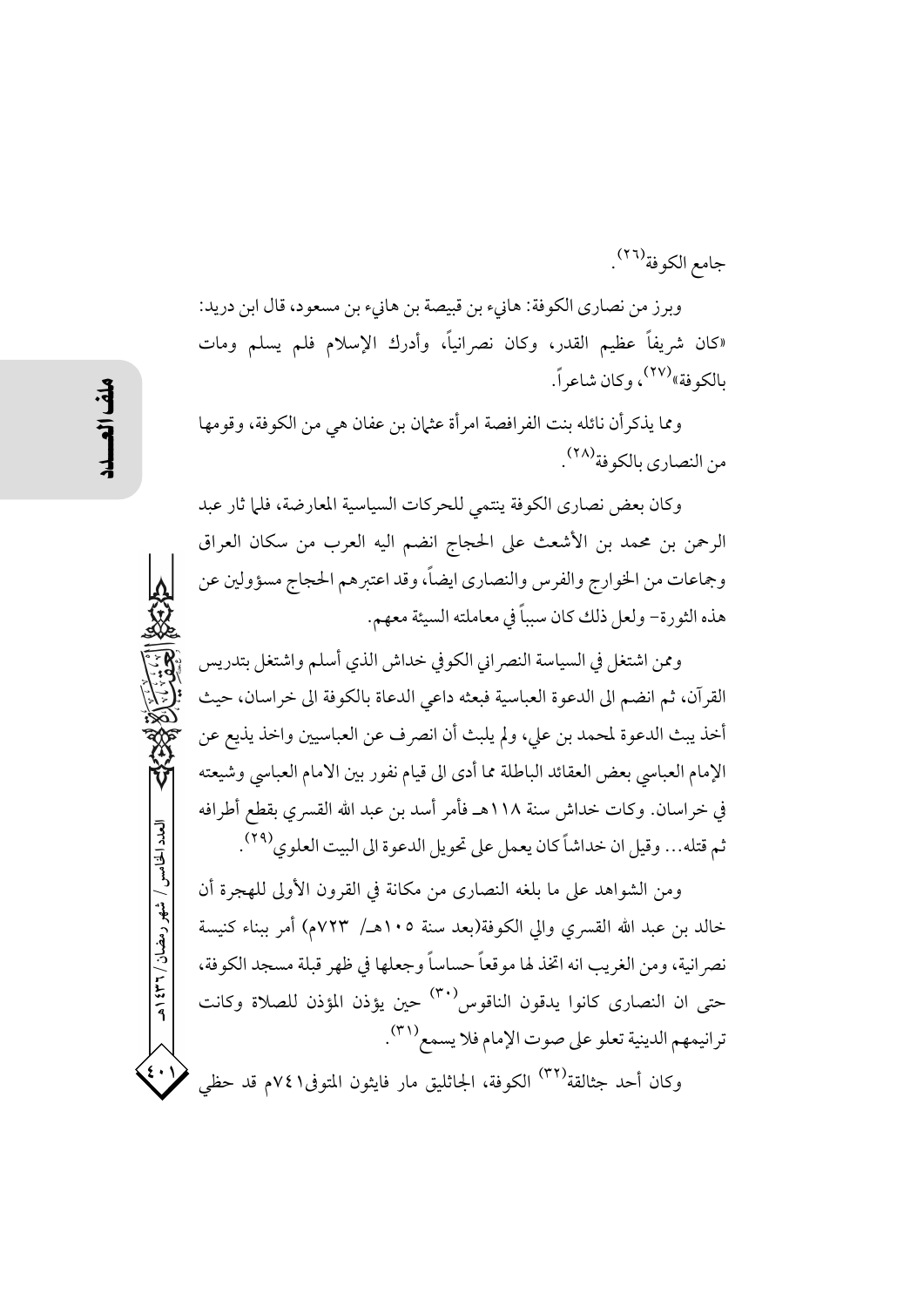جامع الكوفة[٢٦].

وبرز من نصارى الكوفة: هانيء بن قبيصة بن هانيء بن مسعود، قال ابن دريد: «كان شريفاً عظيم القدر، وكان نصرانياً، وأدرك الإسلام فلم يسلم ومات بالكوفة»[٢٧]، وكان شاعراً.

ومما يذكرأن نائله بنت الفرافصة امرأة عثمان بن عفان هي من الكوفة، وقومها من النصارى بالكوفة[٢٨].

وكان بعض نصارى الكوفة ينتمي للحركات السياسية المعارضة، فلما ثار عبد الرحمن بن محمد بن الأشعث على الحجاج انضم اليه العرب من سكان العراق وجماعات من الخوارج والفرس والنصارى ايضاً، وقد اعتبرهم الحجاج مسؤولين عن هذه الثورة- ولعل ذلك كان سبباً في معاملته السيئة معهم.

وممن اشتغل في السياسة النصراني الكوفي خداش الذي أسلم واشتغل بتدريس القرآن، ثم انضم الى الدعوة العباسية فبعثه داعي الدعاة بالكوفة الى خراسان، حيث أخذ يبث الدعوة لمحمد بن علي، ولم يلبث أن انصرف عن العباسيين واخذ يذيع عن الإمام العباسي بعض العقائد الباطلة مما أدى الى قيام نفور بين الامام العباسي وشيعته في خراسان. وكات خداش سنة ١١٨هـ فأمر أسد بن عبد الله القسري بقطع أطرافه ثم قتله... وقيل ان خداشاً كان يعمل على تحويل الدعوة الى البيت العلوي[٢٩].

ومن الشواهد على ما بلغه النصارى من مكانة في القرون الأولى للهجرة أن خالد بن عبد الله القسري والي الكوفة(بعد سنة ١٠٥هـ/ ٧٢٣م) أمر ببناء كنيسة نصرانية، ومن الغريب انه اتخذ لها موقعاً حساساً وجعلها في ظهر قبلة مسجد الكوفة، حتى ان النصارى كانوا يدقون الناقوس[٣٠] حين يؤذن المؤذن للصلاة وكانت ترانيمهم الدينية تعلو على صوت الإمام فلا يسمع[٣١].

وكان أحد جثالقة[٣٢] الكوفة، الجاثليق مار فايثون المتوفى٧٤١م قد حظي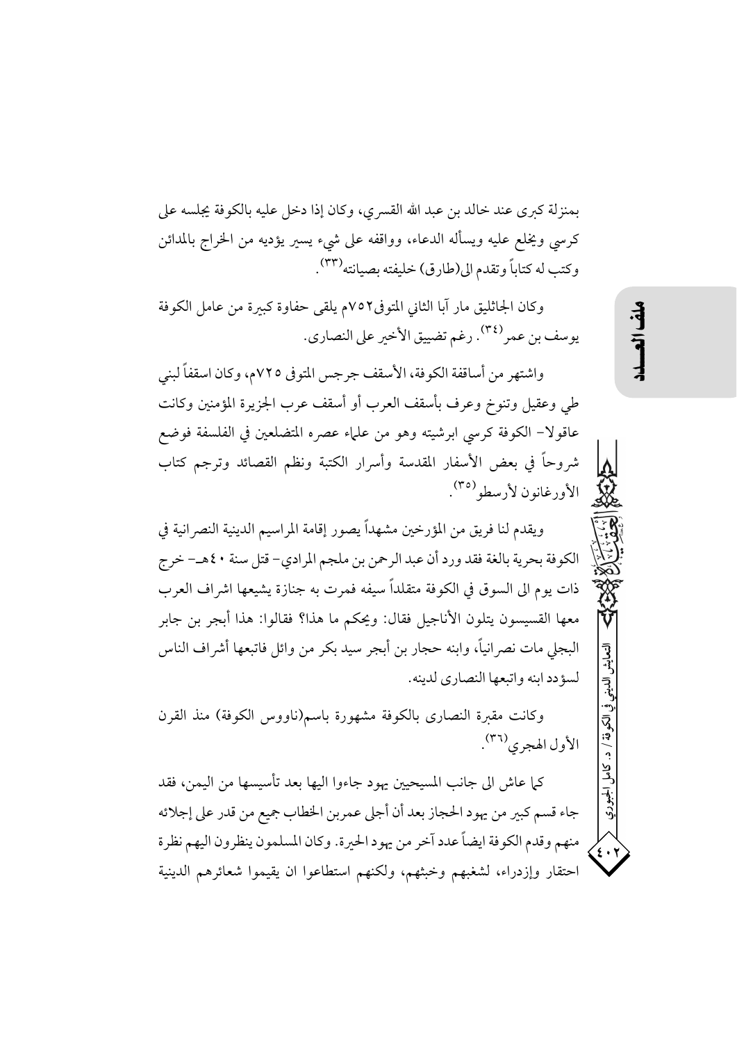بمنزلة كبرى عند خالد بن عبد الله القسري، وكان إذا دخل عليه بالكوفة يجلسه على كرسي ويخلع عليه ويسأله الدعاء، وواقفه على شيء يسير يؤديه من الخراج بالمدائن وكتب له كتاباً وتقدم الى(طارق) خليفته بصيانته[٣٣].

وكان الجاثليق مار آبا الثاني المتوفى٧٥٢م يلقى حفاوة كبيرة من عامل الكوفة يوسف بن عمر[٣٤]. رغم تضييق الأخير على النصارى.

واشتهر من أساقفة الكوفة، الأسقف جرجس المتوفى ٧٢٥م، وكان اسقفاً لبني طي وعقيل وتنوخ وعرف بأسقف العرب أو أسقف عرب الجزيرة المؤمنين وكانت عاقولا- الكوفة كرسي ابرشيته وهو من علماء عصره المتضلعين في الفلسفة فوضع شروحاً في بعض الأسفار المقدسة وأسرار الكتبة ونظم القصائد وترجم كتاب الأورغانون لأرسطو[٣٥].

ويقدم لنا فريق من المؤرخين مشهداً يصور إقامة المراسيم الدينية النصرانية في الكوفة بحرية بالغة فقد ورد أن عبد الرحمن بن ملجم المرادي- قتل سنة ٤٠هـ- خرج ذات يوم الى السوق في الكوفة متقلداً سيفه فمرت به جنازة يشيعها اشراف العرب معها القسيسون يتلون الأناجيل فقال: ويحكم ما هذا؟ فقالوا: هذا أبجر بن جابر البجلي مات نصرانياً، وابنه حجار بن أبجر سيد بكر من وائل فاتبعها أشراف الناس لسؤدد ابنه واتبعها النصارى لدينه.

وكانت مقبرة النصارى بالكوفة مشهورة باسم(ناووس الكوفة) منذ القرن الأول الهجري[٣٦].

كما عاش الى جانب المسيحيين يهود جاءوا اليها بعد تأسيسها من اليمن، فقد جاء قسم كبير من يهود الحجاز بعد أن أجلى عمربن الخطاب جميع من قدر على إجلائه منهم وقدم الكوفة ايضاً عدد آخر من يهود الحيرة. وكان المسلمون ينظرون اليهم نظرة احتقار وإزدراء، لشغبهم وخبثهم، ولكنهم استطاعوا ان يقيموا شعائرهم الدينية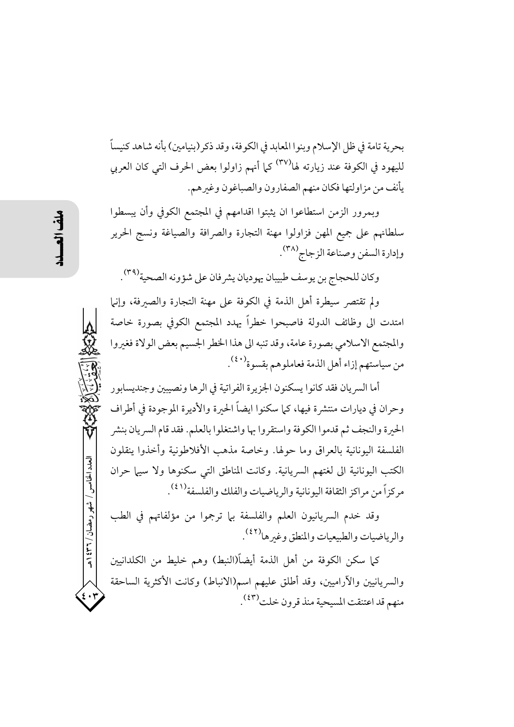بحرية تامة في ظل الإسلام وبنوا المعابد في الكوفة، وقد ذكر (بنيامين) بأنه شاهد كنيساً لليهود في الكوفة عند زيارته لها[٣٧] كما أنهم زاولوا بعض الحرف التي كان العربي يأنف من مزاولتها فكان منهم الصفارون والصباغون وغيرهم.

وبمرور الزمن استطاعوا ان يثبتوا اقدامهم في المجتمع الكوفي وأن يبسطوا سلطانهم على جميع المهن فزاولوا مهنة التجارة والصرافة والصياغة ونسج الحرير وإدارة السفن وصناعة الزجاج[٣٨].

وكان للحجاج بن يوسف طبيبان يهوديان يشرفان على شؤونه الصحية[٣٩].

ولم تقتصر سيطرة أهل الذمة في الكوفة على مهنة التجارة والصيرفة، وإنما امتدت الى وظائف الدولة فاصبحوا خطراً يهدد المجتمع الكوفي بصورة خاصة والمجتمع الاسلامي بصورة عامة، وقد تنبه الى هذا الخطر الجسيم بعض الولاة فغيروا من سياستهم إزاء أهل الذمة فعاملوهم بقسوة[٤٠].

أما السريان فقد كانوا يسكنون الجزيرة الفراتية في الرها ونصيبين وجنديسابور وحران في ديارات منتشرة فيها، كما سكنوا ايضاً الحيرة والأديرة الموجودة في أطراف الحيرة والنجف ثم قدموا الكوفة واستقروا بها واشتغلوا بالعلم. فقد قام السريان بنشر الفلسفة اليونانية بالعراق وما حولها. وخاصة مذهب الأفلاطونية وأخذوا ينقلون الكتب اليونانية الى لغتهم السريانية. وكانت المناطق التي سكنوها ولا سيما حران مركزاً من مراكز الثقافة اليونانية والرياضيات والفلك والفلسفة[٤١].

وقد خدم السريانيون العلم والفلسفة بما ترجموا من مؤلفاتهم في الطب والرياضيات والطبيعيات والمنطق وغيرها[٤٢].

كما سكن الكوفة من أهل الذمة أيضاً(النبط) وهم خليط من الكلدانيين والسريانيين والآراميين، وقد أطلق عليهم اسم(الانباط) وكانت الأكثرية الساحقة منهم قد اعتنقت المسيحية منذ قرون خلت[٤٣].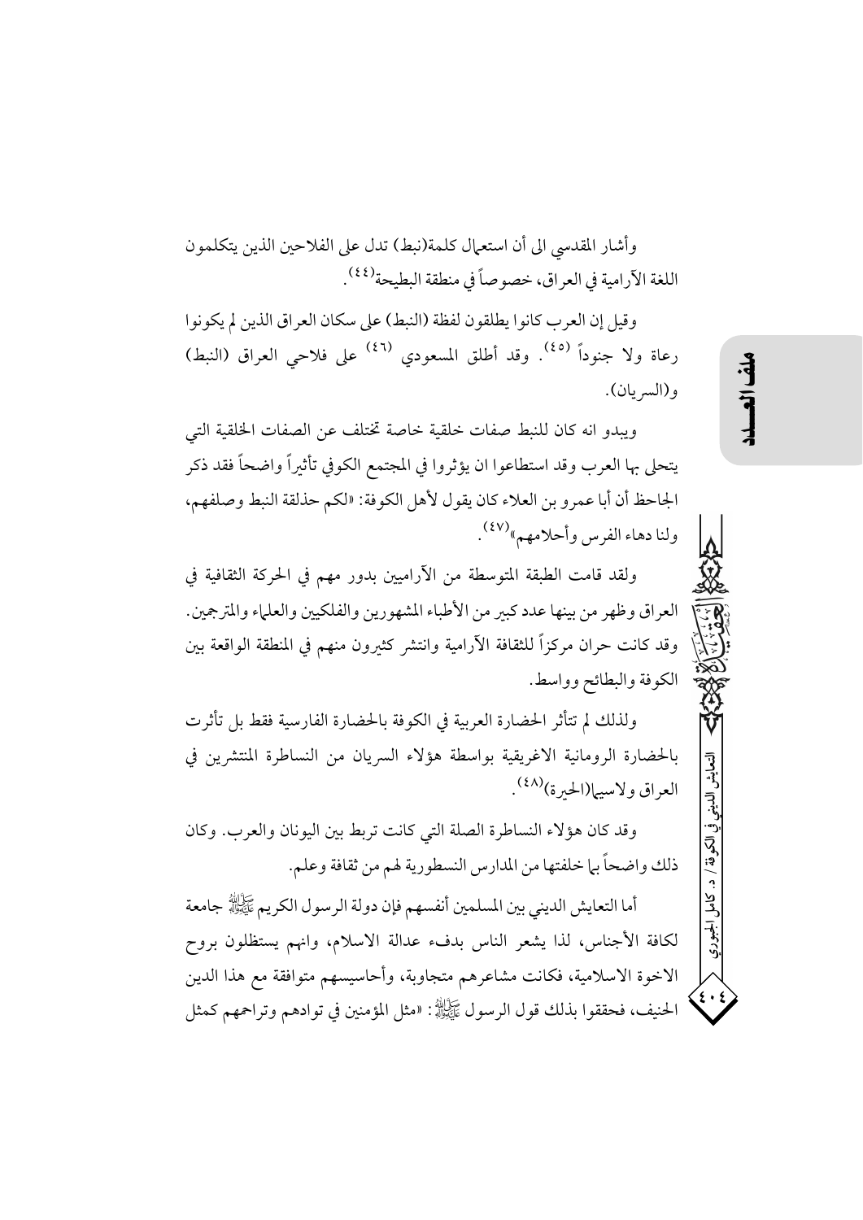وأشار المقدسي الى أن استعمال كلمة(نبط) تدل على الفلاحين الذين يتكلمون اللغة الآرامية في العراق، خصوصاً في منطقة البطيحة(٤٤).

وقيل إن العرب كانوا يطلقون لفظة (النبط) على سكان العراق الذين لم يكونوا رعاة ولا جنوداً (٤٥). وقد أطلق المسعودي (٤٦) على فلاحي العراق (النبط) و(السريان).

ويبدو انه كان للنبط صفات خلقية خاصة تختلف عن الصفات الخلقية التي يتحلى بها العرب وقد استطاعوا ان يؤثروا في المجتمع الكوفي تأثيراً واضحاً فقد ذكر الجاحظ أن أبا عمرو بن العلاء كان يقول لأهل الكوفة: «لكم حذلقة النبط وصلفهم، ولنا دهاء الفرس وأحلامهم»(٤٧).

ولقد قامت الطبقة المتوسطة من الآراميين بدور مهم في الحركة الثقافية في العراق وظهر من بينها عدد كبير من الأطباء المشهورين والفلكيين والعلماء والمترجمين. وقد كانت حران مركزاً للثقافة الآرامية وانتشر كثيرون منهم في المنطقة الواقعة بين الكوفة والبطائح وواسط.

ولذلك لم تتأثر الحضارة العربية في الكوفة بالحضارة الفارسية فقط بل تأثرت بالحضارة الرومانية الاغريقية بواسطة هؤلاء السريان من النساطرة المنتشرين في العراق ولاسيما(الحيرة)(٤٨).

وقد كان هؤلاء النساطرة الصلة التي كانت تربط بين اليونان والعرب. وكان ذلك واضحاً بما خلفتها من المدارس النسطورية لهم من ثقافة وعلم.

أما التعايش الديني بين المسلمين أنفسهم فإن دولة الرسول الكريم ﷺ جامعة لكافة الأجناس، لذا يشعر الناس بدفء عدالة الاسلام، وانهم يستظلون بروح الاخوة الاسلامية، فكانت مشاعرهم متجاوبة، وأحاسيسهم متوافقة مع هذا الدين الحنيف، فحققوا بذلك قول الرسول ﷺ: «مثل المؤمنين في توادهم وتراحمهم كمثل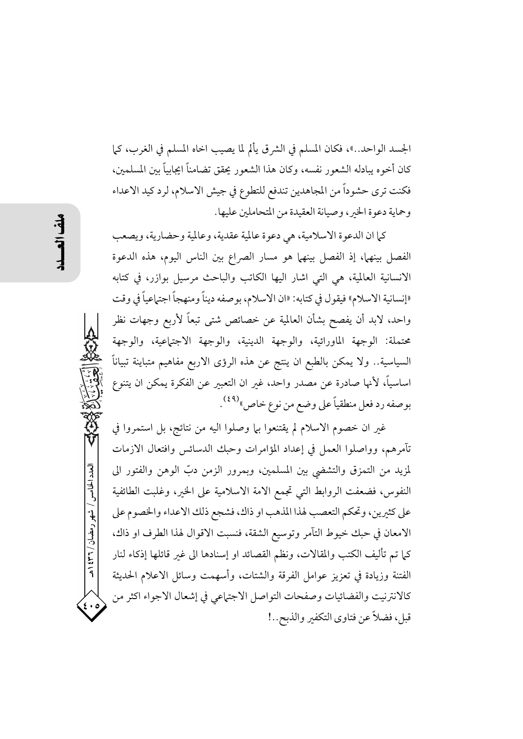الجسد الواحد..»، فكان المسلم في الشرق يألم لما يصيب اخاه المسلم في الغرب، كما كان أخوه يبادله الشعور نفسه، وكان هذا الشعور يحقق تضامناً ايجابياً بين المسلمين، فكنت ترى حشوداً من المجاهدين تندفع للتطوع في جيش الاسلام، لرد كيد الاعداء وحماية دعوة الخير، وصيانة العقيدة من المتحاملين عليها.

كما ان الدعوة الاسلامية، هي دعوة عالمية عقدية، وعالمية وحضارية، ويصعب الفصل بينهما، إذ الفصل بينهما هو مسار الصراع بين الناس اليوم، هذه الدعوة الانسانية العالمية، هي التي اشار اليها الكاتب والباحث مرسيل بوازر، في كتابه «إنسانية الاسلام» فيقول في كتابه: «ان الاسلام، بوصفه ديناً ومنهجاً اجتماعياً في وقت واحد، لابد أن يفصح بشأن العالمية عن خصائص شتى تبعاً لأربع وجهات نظر محتملة: الوجهة الماورائية، والوجهة الدينية، والوجهة الاجتماعية، والوجهة السياسية.. ولا يمكن بالطبع ان ينتج عن هذه الرؤى الاربع مفاهيم متباينة تبايناً اساسياً، لأنها صادرة عن مصدر واحد، غير ان التعبير عن الفكرة يمكن ان يتنوع بوصفه رد فعل منطقياً على وضع من نوع خاص»(٤٩).

غير ان خصوم الاسلام لم يقتنعوا بما وصلوا اليه من نتائج، بل استمروا في تآمرهم، وواصلوا العمل في إعداد المؤامرات وحبك الدسائس وافتعال الازمات لمزيد من التمزق والتشضي بين المسلمين، وبمرور الزمن دبّ الوهن والفتور الى النفوس، فضعفت الروابط التي تجمع الامة الاسلامية على الخير، وغلبت الطائفية على كثيرين، وتحكم التعصب لهذا المذهب او ذاك، فشجع ذلك الاعداء والخصوم على الامعان في حبك خيوط التآمر وتوسيع الشقة، فنسبت الاقوال لهذا الطرف او ذاك، كما تم تأليف الكتب والمقالات، ونظم القصائد او إسنادها الى غير قائلها إذكاء لنار الفتنة وزيادة في تعزيز عوامل الفرقة والشتات، وأسهمت وسائل الاعلام الحديثة كالانترنيت والفضائيات وصفحات التواصل الاجتماعي في إشعال الاجواء اكثر من قبل، فضلاً عن فتاوى التكفير والذبح..!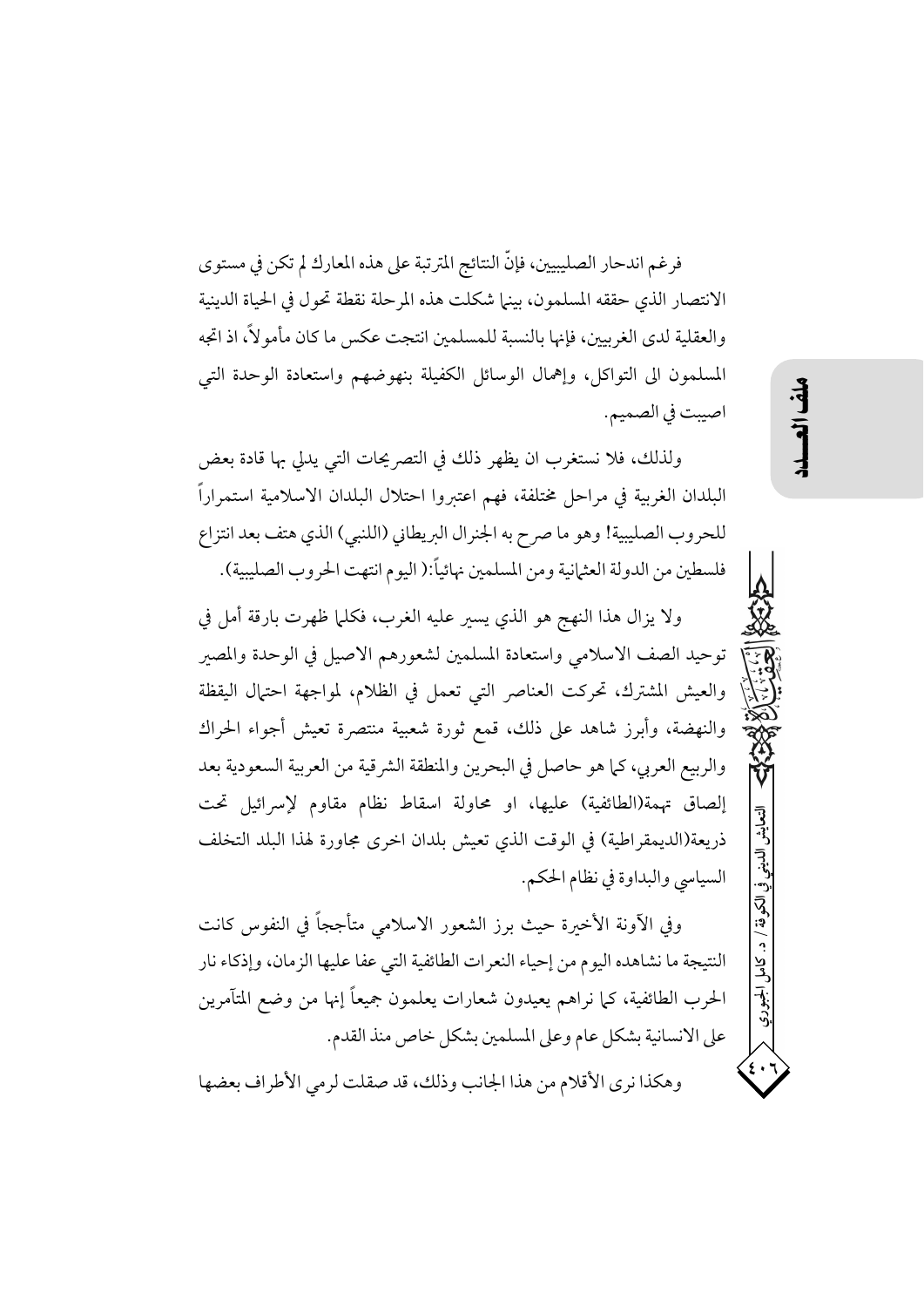فرغم اندحار الصليبيين، فإنّ النتائج المترتبة على هذه المعارك لم تكن في مستوى الانتصار الذي حققه المسلمون، بينما شكلت هذه المرحلة نقطة تحول في الحياة الدينية والعقلية لدى الغربيين، فإنها بالنسبة للمسلمين انتجت عكس ما كان مأمولاً، اذ اتجه المسلمون الى التواكل، وإهمال الوسائل الكفيلة بنهوضهم واستعادة الوحدة التي اصيبت في الصميم.

ولذلك، فلا نستغرب ان يظهر ذلك في التصريحات التي يدلي بها قادة بعض البلدان الغربية في مراحل مختلفة، فهم اعتبروا احتلال البلدان الاسلامية استمراراً للحروب الصليبية! وهو ما صرح به الجنرال البريطاني (اللنبي) الذي هتف بعد انتزاع فلسطين من الدولة العثمانية ومن المسلمين نهائياً:( اليوم انتهت الحروب الصليبية).

ولا يزال هذا النهج هو الذي يسير عليه الغرب، فكلما ظهرت بارقة أمل في توحيد الصف الاسلامي واستعادة المسلمين لشعورهم الاصيل في الوحدة والمصير والعيش المشترك، تحركت العناصر التي تعمل في الظلام، لمواجهة احتمال اليقظة والنهضة، وأبرز شاهد على ذلك، قمع ثورة شعبية منتصرة تعيش أجواء الحراك والربيع العربي، كما هو حاصل في البحرين والمنطقة الشرقية من العربية السعودية بعد إلصاق تهمة(الطائفية) عليها، او محاولة اسقاط نظام مقاوم لإسرائيل تحت ذريعة(الديمقراطية) في الوقت الذي تعيش بلدان اخرى مجاورة لهذا البلد التخلف السياسي والبداوة في نظام الحكم.

وفي الآونة الأخيرة حيث برز الشعور الاسلامي متأججاً في النفوس كانت النتيجة ما نشاهده اليوم من إحياء النعرات الطائفية التي عفا عليها الزمان، وإذكاء نار الحرب الطائفية، كما نراهم يعيدون شعارات يعلمون جميعاً إنها من وضع المتآمرين على الانسانية بشكل عام وعلى المسلمين بشكل خاص منذ القدم.

وهكذا نرى الأقلام من هذا الجانب وذلك، قد صقلت لرمي الأطراف بعضها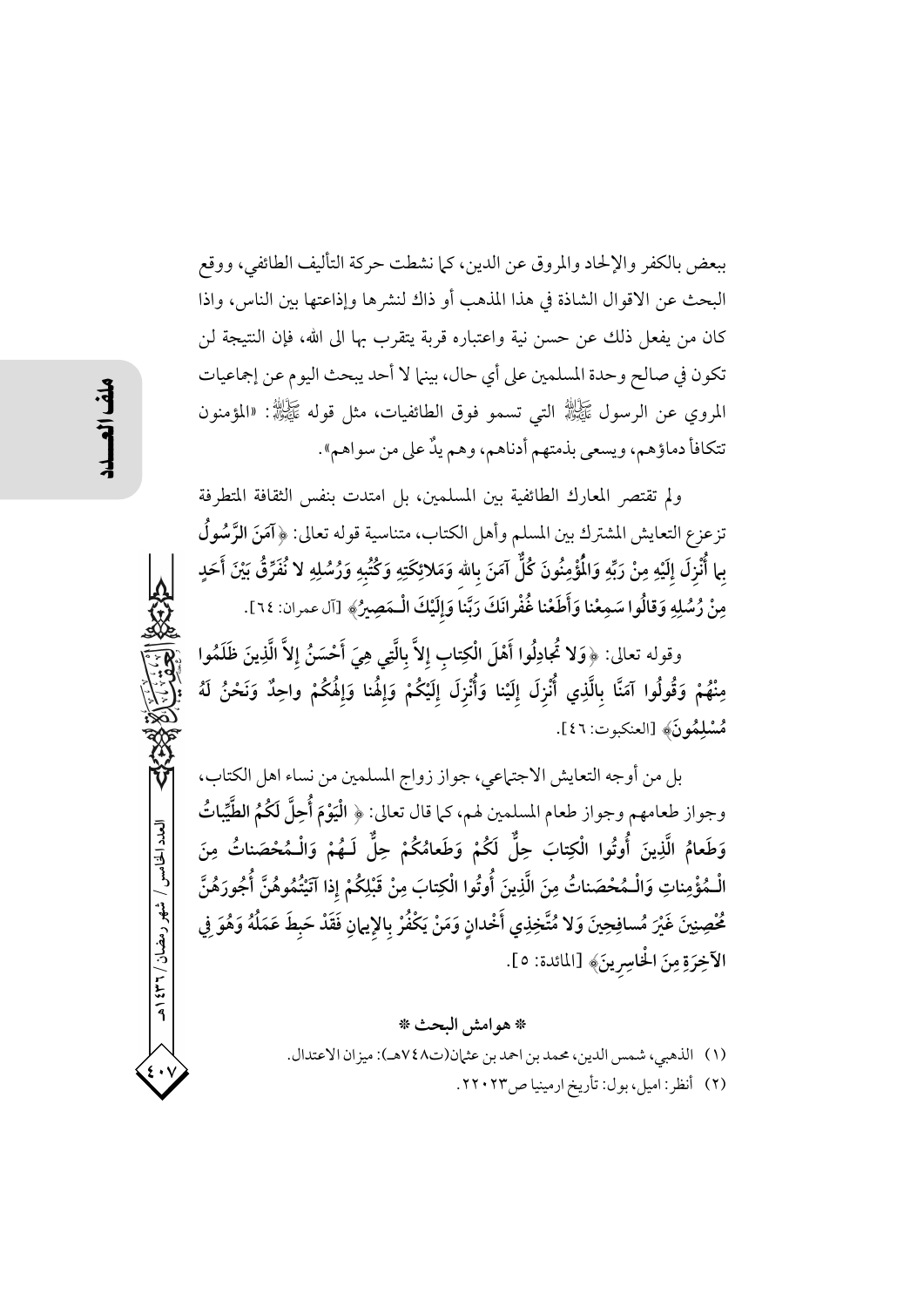ببعض بالكفر والإلحاد والمروق عن الدين، كما نشطت حركة التأليف الطائفي، ووقع البحث عن الاقوال الشاذة في هذا المذهب أو ذاك لنشرها وإذاعتها بين الناس، واذا كان من يفعل ذلك عن حسن نية واعتباره قربة يتقرب بها الى الله، فإن النتيجة لن تكون في صالح وحدة المسلمين على أي حال، بينما لا أحد يبحث اليوم عن إجماعيات المروي عن الرسول ﷺ التي تسمو فوق الطائفيات، مثل قوله ﷺ: «المؤمنون تتكافأ دماؤهم، ويسعى بذمتهم أدناهم، وهم يدٌ على من سواهم».

ولم تقتصر المعارك الطائفية بين المسلمين، بل امتدت بنفس الثقافة المتطرفة تزعزع التعايش المشترك بين المسلم وأهل الكتاب، متناسية قوله تعالى: ﴿آمَنَ الرَّسُولُ بِمَا أُنْزِلَ إِلَيْهِ مِنْ رَبِّهِ وَالْمُؤْمِنُونَ كُلٌّ آمَنَ بِاللهِ وَمَلائِكَتِهِ وَكُتُبِهِ وَرُسُلِهِ لا نُفَرِّقُ بَيْنَ أَحَدٍ مِنْ رُسُلِهِ وَقالُوا سَمِعْنا وَأَطَعْنا غُفْرانَكَ رَبَّنا وَإِلَيْكَ الْـمَصِيرُ﴾ [آل عمران: ٦٤].

وقوله تعالى: ﴿وَلا تُجادِلُوا أَهْلَ الْكِتابِ إِلاَّ بِالَّتِي هِيَ أَحْسَنُ إِلاَّ الَّذِينَ ظَلَمُوا مِنْهُمْ وَقُولُوا آمَنَّا بِالَّذِي أُنْزِلَ إِلَيْنا وَأُنْزِلَ إِلَيْكُمْ وَإِلهُنا وَإِلهُكُمْ واحِدٌ وَنَحْنُ لَهُ مُسْلِمُونَ﴾ [العنكبوت: ٤٦].

بل من أوجه التعايش الاجتماعي، جواز زواج المسلمين من نساء اهل الكتاب، وجواز طعامهم وجواز طعام المسلمين لهم، كما قال تعالى: ﴿ الْيَوْمَ أُحِلَّ لَكُمُ الطَّيِّباتُ وَطَعامُ الَّذِينَ أُوتُوا الْكِتابَ حِلٌّ لَكُمْ وَطَعامُكُمْ حِلٌّ لَـهُمْ وَالْـمُحْصَناتُ مِنَ الْـمُؤْمِناتِ وَالْـمُحْصَناتُ مِنَ الَّذِينَ أُوتُوا الْكِتابَ مِنْ قَبْلِكُمْ إِذا آتَيْتُمُوهُنَّ أُجُورَهُنَّ مُحْصِنِينَ غَيْرَ مُسافِحِينَ وَلا مُتَّخِذِي أَخْدانٍ وَمَنْ يَكْفُرْ بِالإِيمانِ فَقَدْ حَبِطَ عَمَلُهُ وَهُوَ فِي الآخِرَةِ مِنَ الْخاسِرِينَ﴾ [المائدة: ٥].

### * هوامش البحث *

(١) الذهبي، شمس الدين، محمد بن احمد بن عثمان(ت٧٤٨هـ): ميزان الاعتدال.

(٢) أنظر: اميل، بول: تأريخ ارمينيا ص٢٢٠٢٣.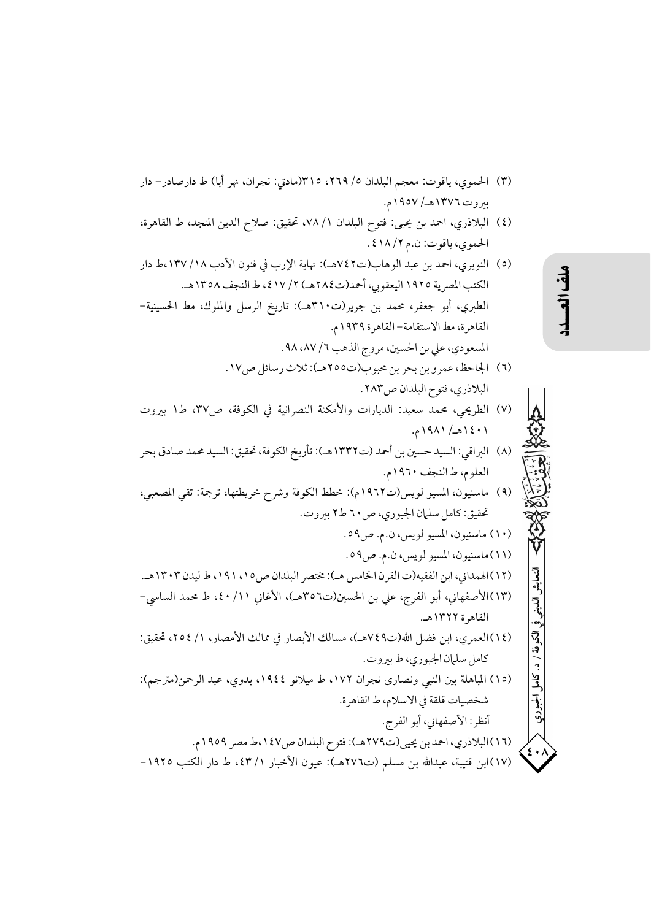(٣) الحموي، ياقوت: معجم البلدان ٥/ ٢٦٩، ٣١٥(مادتي: نجران، نهر أبا) ط دارصادر- دار بيروت ١٣٧٦هـ/ ١٩٥٧م.

(٤) البلاذري، احمد بن يحيى: فتوح البلدان ١/ ٧٨، تحقيق: صلاح الدين المنجد، ط القاهرة، الحموي، ياقوت: ن.م ٢/ ٤١٨.

(٥) النويري، احمد بن عبد الوهاب(ت٧٤٢هـ): نهاية الإرب في فنون الأدب ١٨/ ١٣٧،ط دار الكتب المصرية ١٩٢٥ اليعقوبي، أحمد(ت٢٨٤هـ) ٢/ ٤١٧، ط النجف ١٣٥٨هـ.
الطبري، أبو جعفر، محمد بن جرير(ت٣١٠هـ): تاريخ الرسل والملوك، مط الحسينية- القاهرة، مط الاستقامة- القاهرة ١٩٣٩م.
المسعودي، علي بن الحسين، مروج الذهب ٦/ ٨٧، ٩٨.

(٦) الجاحظ، عمرو بن بحر بن محبوب(ت٢٥٥هـ): ثلاث رسائل ص١٧.
البلاذري، فتوح البلدان ص٢٨٣.

(٧) الطريحي، محمد سعيد: الديارات والأمكنة النصرانية في الكوفة، ص٣٧، ط١ بيروت ١٤٠١هـ/ ١٩٨١م.

(٨) البراقي: السيد حسين بن أحمد (ت١٣٣٢هـ): تأريخ الكوفة، تحقيق: السيد محمد صادق بحر العلوم، ط النجف ١٩٦٠م.

(٩) ماسنيون، المسيو لويس(ت١٩٦٢م): خطط الكوفة وشرح خريطتها، ترجمة: تقي المصعبي، تحقيق: كامل سلمان الجبوري، ص٦٠ ط٢ بيروت.

(١٠) ماسنيون، المسيو لويس، ن.م. ص٥٩.

(١١) ماسنيون، المسيو لويس، ن.م. ص٥٩.

(١٢) الهمداني، ابن الفقيه(ت القرن الخامس هـ): مختصر البلدان ص١٥، ١٩١، ط ليدن ١٣٠٣هـ.

(١٣) الأصفهاني، أبو الفرج، علي بن الحسين(ت٣٥٦هـ)، الأغاني ١١/ ٤٠، ط محمد الساسي- القاهرة ١٣٢٢هـ.

(١٤) العمري، ابن فضل الله(ت٧٤٩هـ)، مسالك الأبصار في ممالك الأمصار، ١/ ٢٥٤، تحقيق: كامل سلمان الجبوري، ط بيروت.

(١٥) المباهلة بين النبي ونصارى نجران ١٧٢، ط ميلانو ١٩٤٤، بدوي، عبد الرحمن(مترجم): شخصيات قلقة في الاسلام، ط القاهرة.
أنظر: الأصفهاني، أبو الفرج.

(١٦) البلاذري، احمد بن يحيى(ت٢٧٩هـ): فتوح البلدان ص١٤٧،ط مصر ١٩٥٩م.

(١٧) ابن قتيبة، عبدالله بن مسلم (ت٢٧٦هـ): عيون الأخبار ١/ ٤٣، ط دار الكتب ١٩٢٥-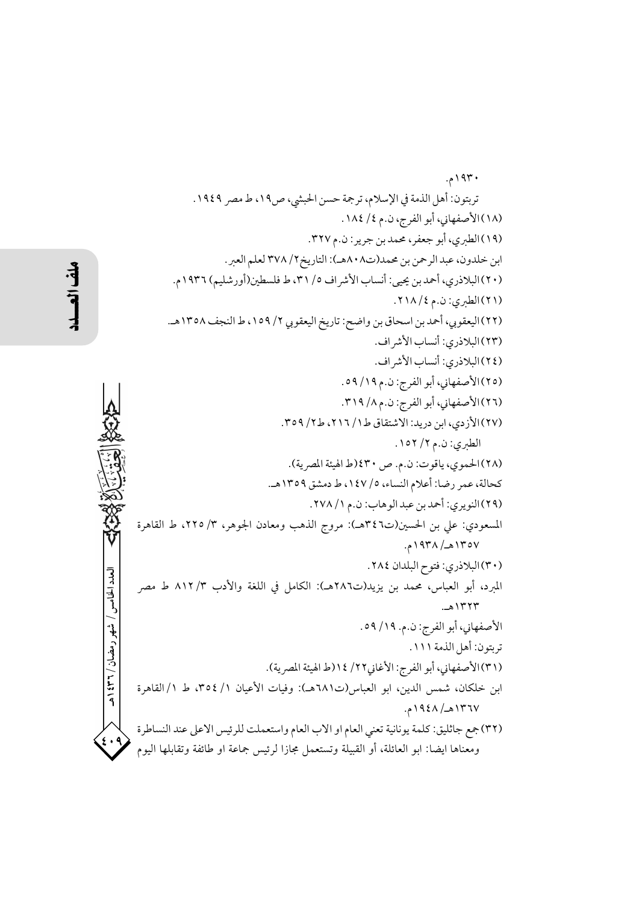١٩٣٠م.

تريتون: أهل الذمة في الإسلام، ترجمة حسن الحبشي، ص١٩، ط مصر ١٩٤٩.

(١٨) الأصفهاني، أبو الفرج، ن.م ٤/ ١٨٤.

(١٩) الطبري، أبو جعفر، محمد بن جرير: ن.م ٣٢٧.

ابن خلدون، عبد الرحمن بن محمد(ت٨٠٨هـ): التاريخ٢/ ٣٧٨ لعلم العبر.

(٢٠) البلاذري، أحمد بن يحيى: أنساب الأشراف ٥/ ٣١، ط فلسطين(أورشليم) ١٩٣٦م.

(٢١) الطبري: ن.م ٤/ ٢١٨.

(٢٢) اليعقوبي، أحمد بن اسحاق بن واضح: تاريخ اليعقوبي ٢/ ١٥٩، ط النجف ١٣٥٨هـ.

(٢٣) البلاذري: أنساب الأشراف.

(٢٤) البلاذري: أنساب الأشراف.

(٢٥) الأصفهاني، أبو الفرج: ن.م ١٩/ ٥٩.

(٢٦) الأصفهاني، أبو الفرج: ن.م ٨/ ٣١٩.

(٢٧) الأزدي، ابن دريد: الاشتقاق ط١/ ٢١٦، ط٢/ ٣٥٩.

الطبري: ن.م ٢/ ١٥٢.

(٢٨) الحموي، ياقوت: ن.م. ص ٤٣٠(ط الهيئة المصرية).

كحالة، عمر رضا: أعلام النساء، ٥/ ١٤٧، ط دمشق ١٣٥٩هـ.

(٢٩) النويري: أحمد بن عبد الوهاب: ن.م ١/ ٢٧٨.

المسعودي: علي بن الحسين(ت٣٤٦هـ): مروج الذهب ومعادن الجوهر، ٣/ ٢٢٥، ط القاهرة ١٣٥٧هـ/ ١٩٣٨م.

(٣٠) البلاذري: فتوح البلدان ٢٨٤.

المبرد، أبو العباس، محمد بن يزيد(ت٢٨٦هـ): الكامل في اللغة والأدب ٣/ ٨١٢ ط مصر ١٣٢٣هـ.

الأصفهاني، أبو الفرج: ن.م. ١٩/ ٥٩.

تريتون: أهل الذمة ١١١.

(٣١) الأصفهاني، أبو الفرج: الأغاني٢٢/ ١٤(ط الهيئة المصرية).

ابن خلكان، شمس الدين، ابو العباس(ت٦٨١هـ): وفيات الأعيان ١/ ٣٥٤، ط ١/القاهرة ١٣٦٧هـ/ ١٩٤٨م.

(٣٢) جمع جاثليق: كلمة يونانية تعني العام او الاب العام واستعملت للرئيس الاعلى عند النساطرة ومعناها ايضا: ابو العائلة، أو القبيلة وتستعمل مجازا لرئيس جماعة او طائفة وتقابلها اليوم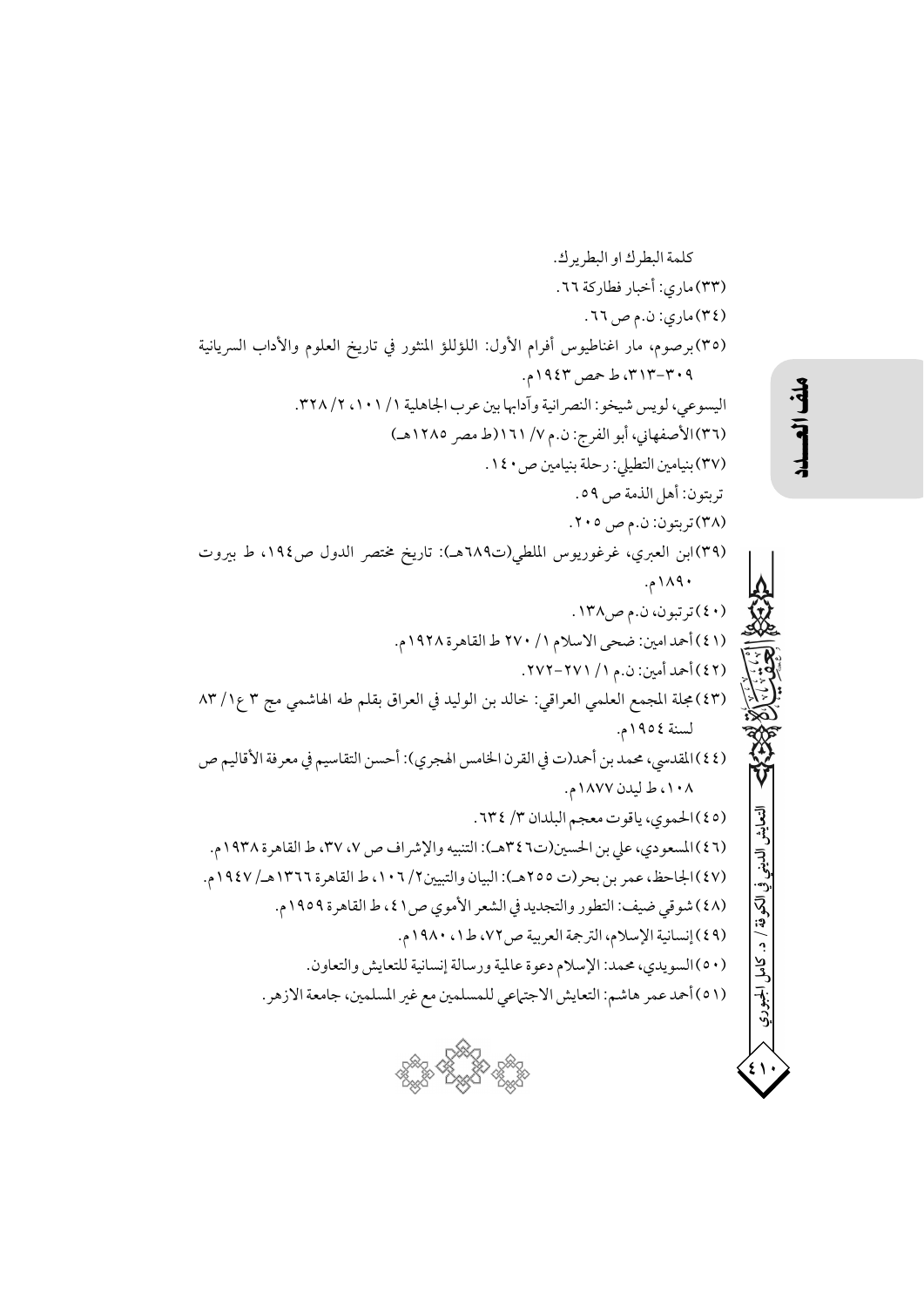كلمة البطرك او البطريرك.

(٣٣) ماري: أخبار فطاركة ٦٦.

(٣٤) ماري: ن.م ص ٦٦.

(٣٥) برصوم، مار اغناطيوس أفرام الأول: اللؤلؤ المنثور في تاريخ العلوم والأداب السريانية ٣٠٩-٣١٣، ط حمص ١٩٤٣م.

اليسوعي، لويس شيخو: النصرانية وآدابها بين عرب الجاهلية ١/ ١٠١، ٢/ ٣٢٨.

(٣٦) الأصفهاني، أبو الفرج: ن.م ٧/ ١٦١ (ط مصر ١٢٨٥هـ)

(٣٧) بنيامين التطيلي: رحلة بنيامين ص١٤٠.

تربتون: أهل الذمة ص ٥٩.

(٣٨) تربتون: ن.م ص ٢٠٥.

(٣٩) ابن العبري، غرغوريوس الملطي (ت٦٨٩هـ): تاريخ مختصر الدول ص١٩٤، ط بيروت ١٨٩٠م.

(٤٠) ترتبون، ن.م ص١٣٨.

(٤١) أحمد امين: ضحى الاسلام ١/ ٢٧٠ ط القاهرة ١٩٢٨م.

(٤٢) أحمد أمين: ن.م ١/ ٢٧١-٢٧٢.

(٤٣) مجلة المجمع العلمي العراقي: خالد بن الوليد في العراق بقلم طه الهاشمي مج ٣ ع١/ ٨٣ لسنة ١٩٥٤م.

(٤٤) المقدسي، محمد بن أحمد (ت في القرن الخامس الهجري): أحسن التقاسيم في معرفة الأقاليم ص ١٠٨، ط ليدن ١٨٧٧م.

(٤٥) الحموي، ياقوت معجم البلدان ٣/ ٦٣٤.

(٤٦) المسعودي، علي بن الحسين (ت٣٤٦هـ): التنبيه والإشراف ص ٧، ٣٧، ط القاهرة ١٩٣٨م.

(٤٧) الجاحظ، عمر بن بحر (ت ٢٥٥هـ): البيان والتبيين ٢/ ١٠٦، ط القاهرة ١٣٦٦هـ/ ١٩٤٧م.

(٤٨) شوقي ضيف: التطور والتجديد في الشعر الأموي ص٤١، ط القاهرة ١٩٥٩م.

(٤٩) إنسانية الإسلام، الترجمة العربية ص٧٢، ط١، ١٩٨٠م.

(٥٠) السويدي، محمد: الإسلام دعوة عالمية ورسالة إنسانية للتعايش والتعاون.

(٥١) أحمد عمر هاشم: التعايش الاجتماعي للمسلمين مع غير المسلمين، جامعة الازهر.